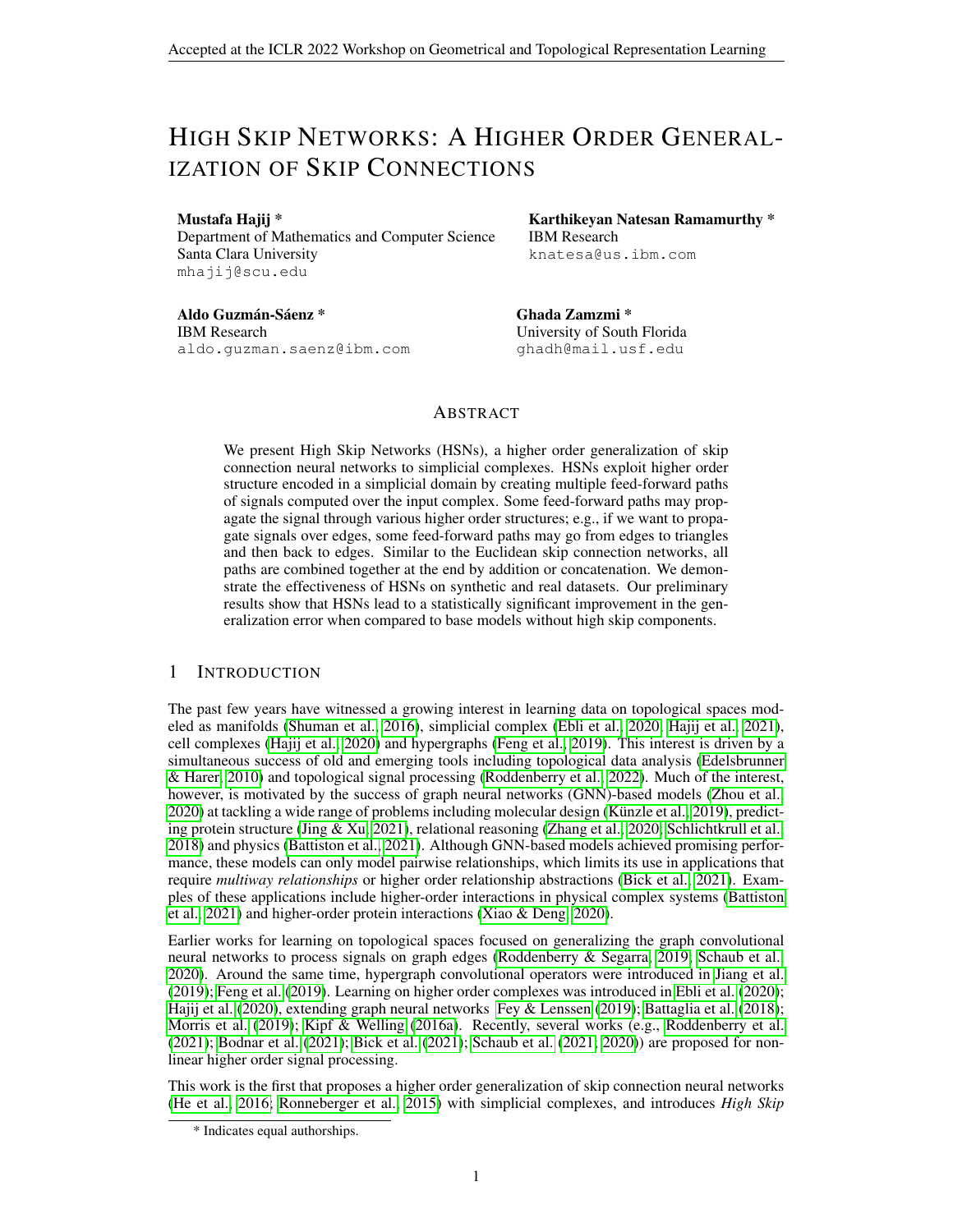# High Skip Networks: A Higher Order Generalization of Skip Connections

**Mustafa Hajij ***
Department of Mathematics and Computer Science
Santa Clara University
mhajij@scu.edu

**Karthikeyan Natesan Ramamurthy ***
IBM Research
knatesa@us.ibm.com

**Aldo Guzmán-Sáenz ***
IBM Research
aldo.guzman.saenz@ibm.com

**Ghada Zamzmi ***
University of South Florida
ghadh@mail.usf.edu

## Abstract

We present High Skip Networks (HSNs), a higher order generalization of skip connection neural networks to simplicial complexes. HSNs exploit higher order structure encoded in a simplicial domain by creating multiple feed-forward paths of signals computed over the input complex. Some feed-forward paths may propagate the signal through various higher order structures; e.g., if we want to propagate signals over edges, some feed-forward paths may go from edges to triangles and then back to edges. Similar to the Euclidean skip connection networks, all paths are combined together at the end by addition or concatenation. We demonstrate the effectiveness of HSNs on synthetic and real datasets. Our preliminary results show that HSNs lead to a statistically significant improvement in the generalization error when compared to base models without high skip components.

## 1 Introduction

The past few years have witnessed a growing interest in learning data on topological spaces modeled as manifolds (Shuman et al., 2016), simplicial complex (Ebli et al., 2020; Hajij et al., 2021), cell complexes (Hajij et al., 2020) and hypergraphs (Feng et al., 2019). This interest is driven by a simultaneous success of old and emerging tools including topological data analysis (Edelsbrunner & Harer, 2010) and topological signal processing (Roddenberry et al., 2022). Much of the interest, however, is motivated by the success of graph neural networks (GNN)-based models (Zhou et al., 2020) at tackling a wide range of problems including molecular design (Künzle et al., 2019), predicting protein structure (Jing & Xu, 2021), relational reasoning (Zhang et al., 2020; Schlichtkrull et al., 2018) and physics (Battiston et al., 2021). Although GNN-based models achieved promising performance, these models can only model pairwise relationships, which limits its use in applications that require *multiway relationships* or higher order relationship abstractions (Bick et al., 2021). Examples of these applications include higher-order interactions in physical complex systems (Battiston et al., 2021) and higher-order protein interactions (Xiao & Deng, 2020).

Earlier works for learning on topological spaces focused on generalizing the graph convolutional neural networks to process signals on graph edges (Roddenberry & Segarra, 2019; Schaub et al., 2020). Around the same time, hypergraph convolutional operators were introduced in Jiang et al. (2019); Feng et al. (2019). Learning on higher order complexes was introduced in Ebli et al. (2020); Hajij et al. (2020), extending graph neural networks Fey & Lenssen (2019); Battaglia et al. (2018); Morris et al. (2019); Kipf & Welling (2016a). Recently, several works (e.g., Roddenberry et al. (2021); Bodnar et al. (2021); Bick et al. (2021); Schaub et al. (2021; 2020)) are proposed for non-linear higher order signal processing.

This work is the first that proposes a higher order generalization of skip connection neural networks (He et al., 2016; Ronneberger et al., 2015) with simplicial complexes, and introduces *High Skip*

* Indicates equal authorships.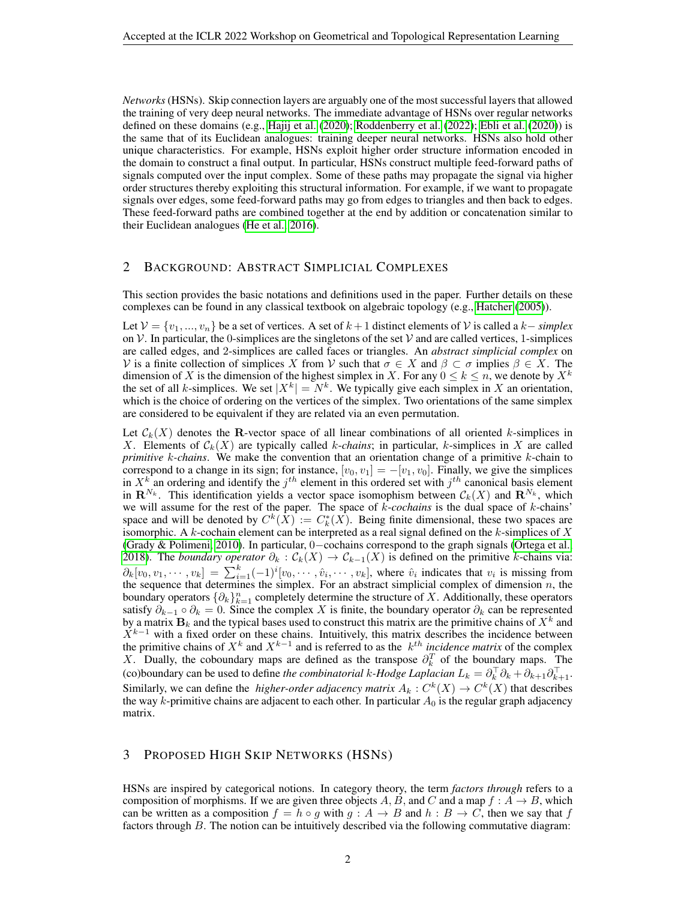*Networks* (HSNs). Skip connection layers are arguably one of the most successful layers that allowed the training of very deep neural networks. The immediate advantage of HSNs over regular networks defined on these domains (e.g., Hajij et al. (2020); Roddenberry et al. (2022); Ebli et al. (2020)) is the same that of its Euclidean analogues: training deeper neural networks. HSNs also hold other unique characteristics. For example, HSNs exploit higher order structure information encoded in the domain to construct a final output. In particular, HSNs construct multiple feed-forward paths of signals computed over the input complex. Some of these paths may propagate the signal via higher order structures thereby exploiting this structural information. For example, if we want to propagate signals over edges, some feed-forward paths may go from edges to triangles and then back to edges. These feed-forward paths are combined together at the end by addition or concatenation similar to their Euclidean analogues (He et al., 2016).

## 2 Background: Abstract Simplicial Complexes

This section provides the basic notations and definitions used in the paper. Further details on these complexes can be found in any classical textbook on algebraic topology (e.g., Hatcher (2005)).

Let $\mathcal{V} = \{v_1, ..., v_n\}$ be a set of vertices. A set of $k+1$ distinct elements of $\mathcal{V}$ is called a $k-$ *simplex* on $\mathcal{V}$. In particular, the 0-simplices are the singletons of the set $\mathcal{V}$ and are called vertices, 1-simplices are called edges, and 2-simplices are called faces or triangles. An *abstract simplicial complex* on $\mathcal{V}$ is a finite collection of simplices $X$ from $\mathcal{V}$ such that $\sigma \in X$ and $\beta \subset \sigma$ implies $\beta \in X$. The dimension of $X$ is the dimension of the highest simplex in $X$. For any $0 \leq k \leq n$, we denote by $X^k$ the set of all $k$-simplices. We set $|X^k| = N^k$. We typically give each simplex in $X$ an orientation, which is the choice of ordering on the vertices of the simplex. Two orientations of the same simplex are considered to be equivalent if they are related via an even permutation.

Let $\mathcal{C}_k(X)$ denotes the $\mathbf{R}$-vector space of all linear combinations of all oriented $k$-simplices in $X$. Elements of $\mathcal{C}_k(X)$ are typically called *$k$-chains*; in particular, $k$-simplices in $X$ are called *primitive $k$-chains*. We make the convention that an orientation change of a primitive $k$-chain to correspond to a change in its sign; for instance, $[v_0, v_1] = -[v_1, v_0]$. Finally, we give the simplices in $X^k$ an ordering and identify the $j^{th}$ element in this ordered set with $j^{th}$ canonical basis element in $\mathbf{R}^{N_k}$. This identification yields a vector space isomophism between $\mathcal{C}_k(X)$ and $\mathbf{R}^{N_k}$, which we will assume for the rest of the paper. The space of *$k$-cochains* is the dual space of $k$-chains' space and will be denoted by $C^k(X) := C_k^*(X)$. Being finite dimensional, these two spaces are isomorphic. A $k$-cochain element can be interpreted as a real signal defined on the $k$-simplices of $X$ (Grady & Polimeni, 2010). In particular, $0-$cochains correspond to the graph signals (Ortega et al., 2018). The *boundary operator* $\partial_k : \mathcal{C}_k(X) \to \mathcal{C}_{k-1}(X)$ is defined on the primitive $k$-chains via: $\partial_k[v_0, v_1, \cdots, v_k] = \sum_{i=1}^{k}(-1)^i[v_0, \cdots, \hat{v}_i, \cdots, v_k]$, where $\hat{v}_i$ indicates that $v_i$ is missing from the sequence that determines the simplex. For an abstract simplicial complex of dimension $n$, the boundary operators $\{\partial_k\}_{k=1}^{n}$ completely determine the structure of $X$. Additionally, these operators satisfy $\partial_{k-1} \circ \partial_k = 0$. Since the complex $X$ is finite, the boundary operator $\partial_k$ can be represented by a matrix $\mathbf{B}_k$ and the typical bases used to construct this matrix are the primitive chains of $X^k$ and $X^{k-1}$ with a fixed order on these chains. Intuitively, this matrix describes the incidence between the primitive chains of $X^k$ and $X^{k-1}$ and is referred to as the $k^{th}$ *incidence matrix* of the complex $X$. Dually, the coboundary maps are defined as the transpose $\partial_k^T$ of the boundary maps. The (co)boundary can be used to define *the combinatorial $k$-Hodge Laplacian* $L_k = \partial_k^\top \partial_k + \partial_{k+1}\partial_{k+1}^\top$. Similarly, we can define the *higher-order adjacency matrix* $A_k : C^k(X) \to C^k(X)$ that describes the way $k$-primitive chains are adjacent to each other. In particular $A_0$ is the regular graph adjacency matrix.

## 3 Proposed High Skip Networks (HSNs)

HSNs are inspired by categorical notions. In category theory, the term *factors through* refers to a composition of morphisms. If we are given three objects $A, B,$ and $C$ and a map $f : A \to B$, which can be written as a composition $f = h \circ g$ with $g : A \to B$ and $h : B \to C$, then we say that $f$ factors through $B$. The notion can be intuitively described via the following commutative diagram: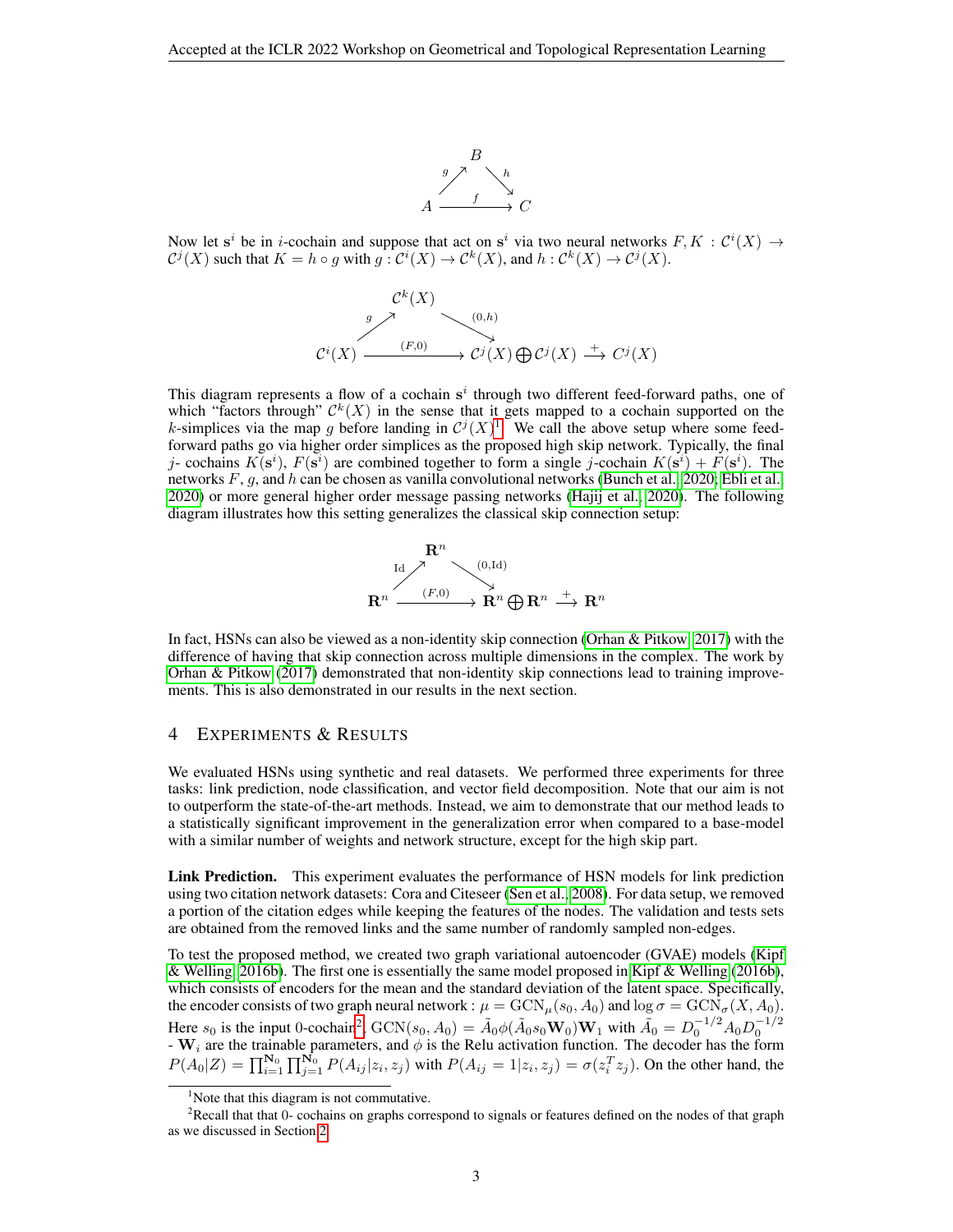$$
\begin{array}{ccc}
 & B & \\
{}^{g}\nearrow & & \searrow^{h} \\
A & \xrightarrow{\quad f \quad} & C
\end{array}
$$

Now let $\mathbf{s}^i$ be in $i$-cochain and suppose that act on $\mathbf{s}^i$ via two neural networks $F, K : \mathcal{C}^i(X) \to \mathcal{C}^j(X)$ such that $K = h \circ g$ with $g : \mathcal{C}^i(X) \to \mathcal{C}^k(X)$, and $h : \mathcal{C}^k(X) \to \mathcal{C}^j(X)$.

$$
\begin{array}{ccccc}
 & \mathcal{C}^k(X) & & & \\
{}^{g}\nearrow & & \searrow^{(0,h)} & & \\
\mathcal{C}^i(X) & \xrightarrow{\quad (F,0) \quad} & \mathcal{C}^j(X) \bigoplus \mathcal{C}^j(X) & \xrightarrow{+} & C^j(X)
\end{array}
$$

This diagram represents a flow of a cochain $\mathbf{s}^i$ through two different feed-forward paths, one of which "factors through" $\mathcal{C}^k(X)$ in the sense that it gets mapped to a cochain supported on the $k$-simplices via the map $g$ before landing in $\mathcal{C}^j(X)$[1]. We call the above setup where some feed-forward paths go via higher order simplices as the proposed high skip network. Typically, the final $j$- cochains $K(\mathbf{s}^i)$, $F(\mathbf{s}^i)$ are combined together to form a single $j$-cochain $K(\mathbf{s}^i) + F(\mathbf{s}^i)$. The networks $F$, $g$, and $h$ can be chosen as vanilla convolutional networks (Bunch et al., 2020; Ebli et al., 2020) or more general higher order message passing networks (Hajij et al., 2020). The following diagram illustrates how this setting generalizes the classical skip connection setup:

$$
\begin{array}{ccccc}
 & \mathbf{R}^n & & & \\
{}^{\mathrm{Id}}\nearrow & & \searrow^{(0,\mathrm{Id})} & & \\
\mathbf{R}^n & \xrightarrow{\quad (F,0) \quad} & \mathbf{R}^n \bigoplus \mathbf{R}^n & \xrightarrow{+} & \mathbf{R}^n
\end{array}
$$

In fact, HSNs can also be viewed as a non-identity skip connection (Orhan & Pitkow, 2017) with the difference of having that skip connection across multiple dimensions in the complex. The work by Orhan & Pitkow (2017) demonstrated that non-identity skip connections lead to training improvements. This is also demonstrated in our results in the next section.

## 4 Experiments & Results

We evaluated HSNs using synthetic and real datasets. We performed three experiments for three tasks: link prediction, node classification, and vector field decomposition. Note that our aim is not to outperform the state-of-the-art methods. Instead, we aim to demonstrate that our method leads to a statistically significant improvement in the generalization error when compared to a base-model with a similar number of weights and network structure, except for the high skip part.

**Link Prediction.** This experiment evaluates the performance of HSN models for link prediction using two citation network datasets: Cora and Citeseer (Sen et al., 2008). For data setup, we removed a portion of the citation edges while keeping the features of the nodes. The validation and tests sets are obtained from the removed links and the same number of randomly sampled non-edges.

To test the proposed method, we created two graph variational autoencoder (GVAE) models (Kipf & Welling, 2016b). The first one is essentially the same model proposed in Kipf & Welling (2016b), which consists of encoders for the mean and the standard deviation of the latent space. Specifically, the encoder consists of two graph neural network : $\mu = \mathrm{GCN}_{\mu}(s_0, A_0)$ and $\log \sigma = \mathrm{GCN}_{\sigma}(X, A_0)$. Here $s_0$ is the input 0-cochain[2], $\mathrm{GCN}(s_0, A_0) = \tilde{A}_0 \phi(\tilde{A}_0 s_0 \mathbf{W}_0)\mathbf{W}_1$ with $\tilde{A}_0 = D_0^{-1/2} A_0 D_0^{-1/2}$ - $\mathbf{W}_i$ are the trainable parameters, and $\phi$ is the Relu activation function. The decoder has the form $P(A_0|Z) = \prod_{i=1}^{\mathbf{N}_0} \prod_{j=1}^{\mathbf{N}_0} P(A_{ij}|z_i, z_j)$ with $P(A_{ij} = 1|z_i, z_j) = \sigma(z_i^T z_j)$. On the other hand, the

[1] Note that this diagram is not commutative.

[2] Recall that that 0- cochains on graphs correspond to signals or features defined on the nodes of that graph as we discussed in Section 2.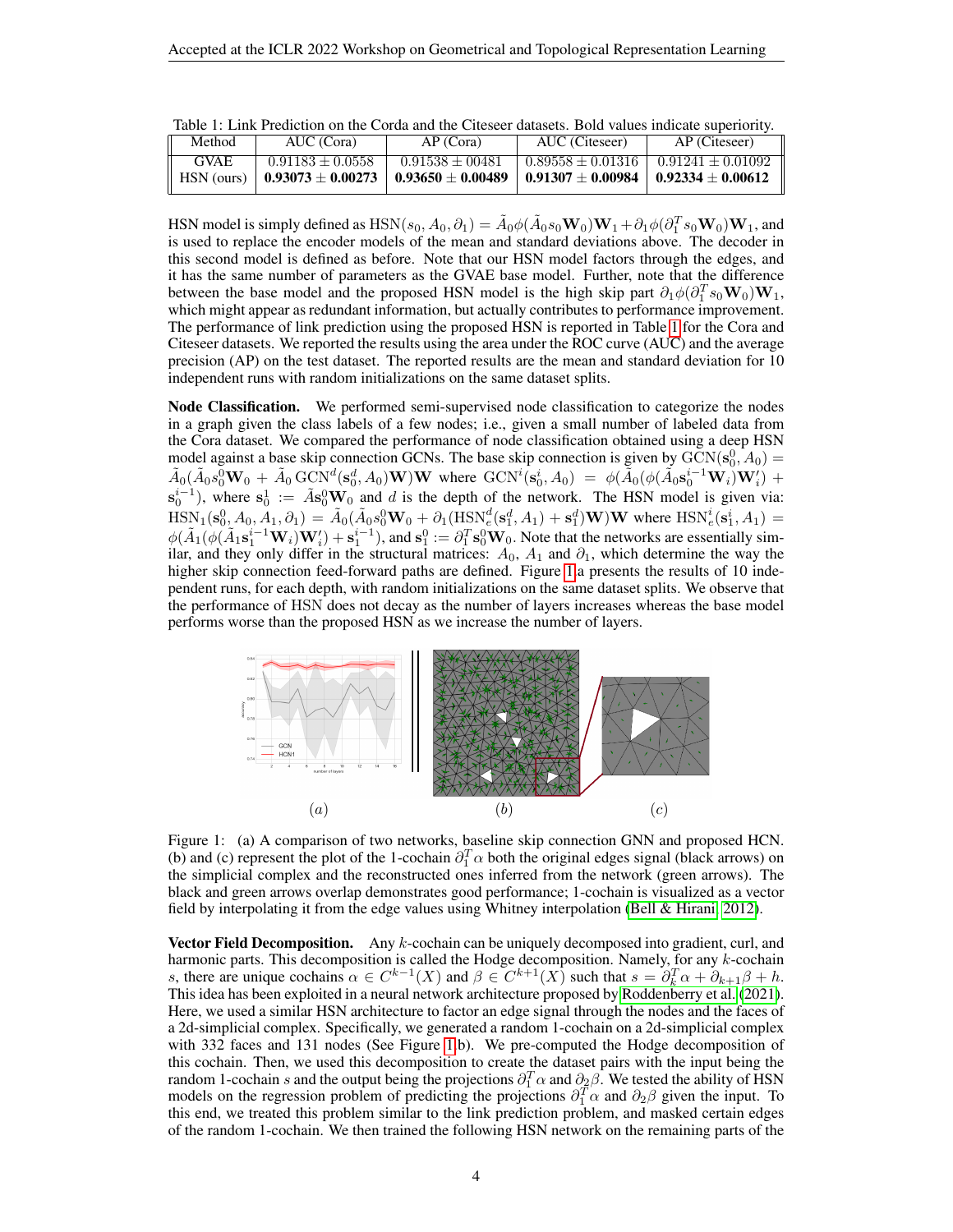Table 1: Link Prediction on the Corda and the Citeseer datasets. Bold values indicate superiority.

| Method | AUC (Cora) | AP (Cora) | AUC (Citeseer) | AP (Citeseer) |
|---|---|---|---|---|
| GVAE | $0.91183 \pm 0.0558$ | $0.91538 \pm 00481$ | $0.89558 \pm 0.01316$ | $0.91241 \pm 0.01092$ |
| HSN (ours) | **$0.93073 \pm 0.00273$** | **$0.93650 \pm 0.00489$** | **$0.91307 \pm 0.00984$** | **$0.92334 \pm 0.00612$** |

HSN model is simply defined as $\text{HSN}(s_0, A_0, \partial_1) = \tilde{A}_0 \phi(\tilde{A}_0 s_0 \mathbf{W}_0)\mathbf{W}_1 + \partial_1 \phi(\partial_1^T s_0 \mathbf{W}_0)\mathbf{W}_1$, and is used to replace the encoder models of the mean and standard deviations above. The decoder in this second model is defined as before. Note that our HSN model factors through the edges, and it has the same number of parameters as the GVAE base model. Further, note that the difference between the base model and the proposed HSN model is the high skip part $\partial_1 \phi(\partial_1^T s_0 \mathbf{W}_0)\mathbf{W}_1$, which might appear as redundant information, but actually contributes to performance improvement. The performance of link prediction using the proposed HSN is reported in Table 1 for the Cora and Citeseer datasets. We reported the results using the area under the ROC curve (AUC) and the average precision (AP) on the test dataset. The reported results are the mean and standard deviation for 10 independent runs with random initializations on the same dataset splits.

**Node Classification.** We performed semi-supervised node classification to categorize the nodes in a graph given the class labels of a few nodes; i.e., given a small number of labeled data from the Cora dataset. We compared the performance of node classification obtained using a deep HSN model against a base skip connection GCNs. The base skip connection is given by $\text{GCN}(\mathbf{s}_0^0, A_0) = \tilde{A}_0(\tilde{A}_0 s_0^0 \mathbf{W}_0 + \tilde{A}_0 \, \text{GCN}^d(\mathbf{s}_0^d, A_0)\mathbf{W})\mathbf{W}$ where $\text{GCN}^i(\mathbf{s}_0^i, A_0) = \phi(\tilde{A}_0(\phi(\tilde{A}_0 \mathbf{s}_0^{i-1} \mathbf{W}_i)\mathbf{W}_i') + \mathbf{s}_0^{i-1})$, where $\mathbf{s}_0^1 := \tilde{A}\mathbf{s}_0^0 \mathbf{W}_0$ and $d$ is the depth of the network. The HSN model is given via: $\text{HSN}_1(\mathbf{s}_0^0, A_0, A_1, \partial_1) = \tilde{A}_0(\tilde{A}_0 s_0^0 \mathbf{W}_0 + \partial_1(\text{HSN}_e^d(\mathbf{s}_1^d, A_1) + \mathbf{s}_1^d)\mathbf{W})\mathbf{W}$ where $\text{HSN}_e^i(\mathbf{s}_1^i, A_1) = \phi(\tilde{A}_1(\phi(\tilde{A}_1 \mathbf{s}_1^{i-1}\mathbf{W}_i)\mathbf{W}_i') + \mathbf{s}_1^{i-1})$, and $\mathbf{s}_1^0 := \partial_1^T \mathbf{s}_0^0 \mathbf{W}_0$. Note that the networks are essentially similar, and they only differ in the structural matrices: $A_0$, $A_1$ and $\partial_1$, which determine the way the higher skip connection feed-forward paths are defined. Figure 1a presents the results of 10 independent runs, for each depth, with random initializations on the same dataset splits. We observe that the performance of HSN does not decay as the number of layers increases whereas the base model performs worse than the proposed HSN as we increase the number of layers.

Figure 1: (a) A comparison of two networks, baseline skip connection GNN and proposed HCN. (b) and (c) represent the plot of the 1-cochain $\partial_1^T \alpha$ both the original edges signal (black arrows) on the simplicial complex and the reconstructed ones inferred from the network (green arrows). The black and green arrows overlap demonstrates good performance; 1-cochain is visualized as a vector field by interpolating it from the edge values using Whitney interpolation (Bell & Hirani, 2012).

**Vector Field Decomposition.** Any $k$-cochain can be uniquely decomposed into gradient, curl, and harmonic parts. This decomposition is called the Hodge decomposition. Namely, for any $k$-cochain $s$, there are unique cochains $\alpha \in C^{k-1}(X)$ and $\beta \in C^{k+1}(X)$ such that $s = \partial_k^T \alpha + \partial_{k+1}\beta + h$. This idea has been exploited in a neural network architecture proposed by Roddenberry et al. (2021). Here, we used a similar HSN architecture to factor an edge signal through the nodes and the faces of a 2d-simplicial complex. Specifically, we generated a random 1-cochain on a 2d-simplicial complex with 332 faces and 131 nodes (See Figure 1b). We pre-computed the Hodge decomposition of this cochain. Then, we used this decomposition to create the dataset pairs with the input being the random 1-cochain $s$ and the output being the projections $\partial_1^T \alpha$ and $\partial_2 \beta$. We tested the ability of HSN models on the regression problem of predicting the projections $\partial_1^T \alpha$ and $\partial_2 \beta$ given the input. To this end, we treated this problem similar to the link prediction problem, and masked certain edges of the random 1-cochain. We then trained the following HSN network on the remaining parts of the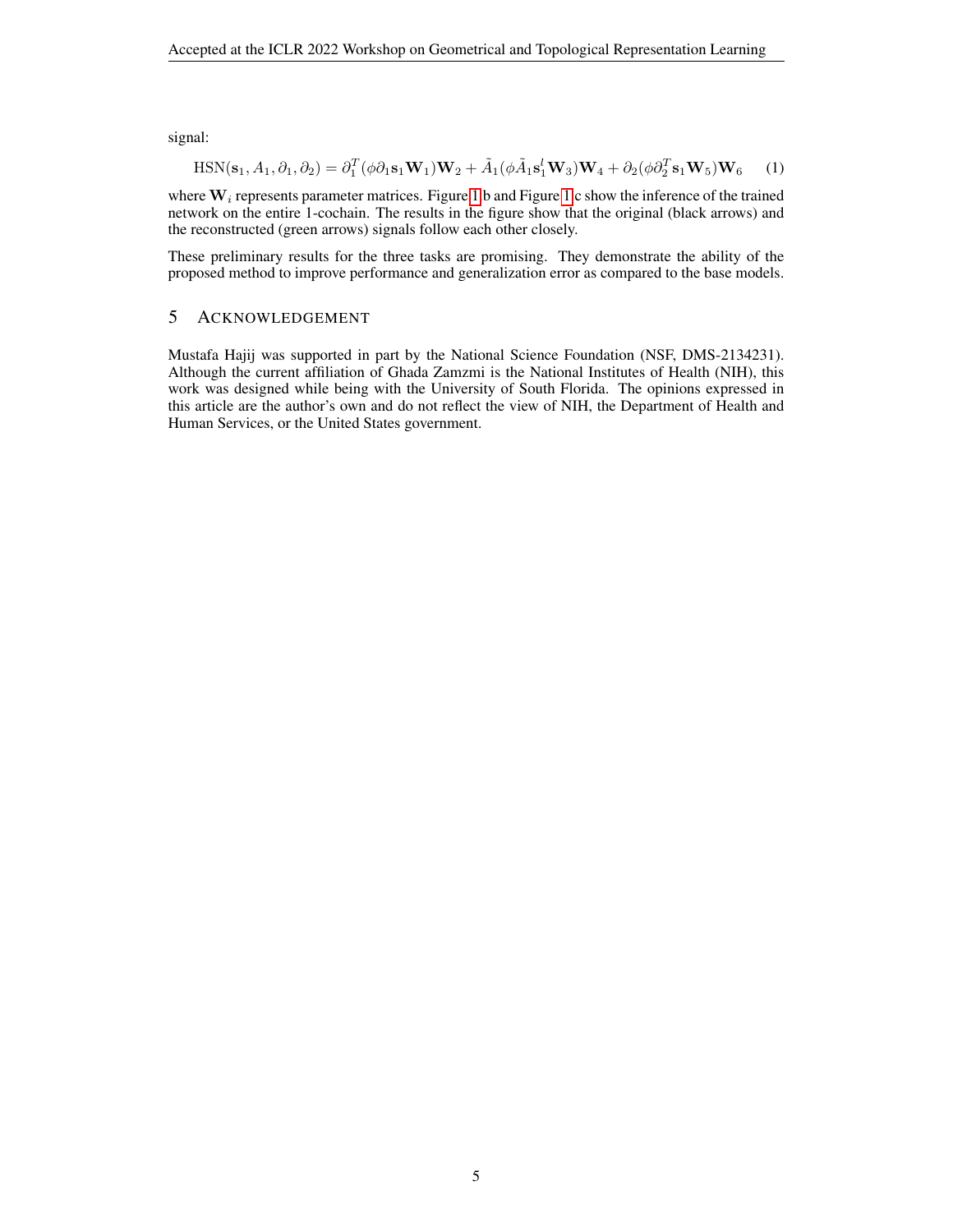signal:

$$\text{HSN}(\mathbf{s}_1, A_1, \partial_1, \partial_2) = \partial_1^T(\phi \partial_1 \mathbf{s}_1 \mathbf{W}_1)\mathbf{W}_2 + \tilde{A}_1(\phi \tilde{A}_1 \mathbf{s}_1^l \mathbf{W}_3)\mathbf{W}_4 + \partial_2(\phi \partial_2^T \mathbf{s}_1 \mathbf{W}_5)\mathbf{W}_6 \quad (1)$$

where $\mathbf{W}_i$ represents parameter matrices. Figure 1 b and Figure 1 c show the inference of the trained network on the entire 1-cochain. The results in the figure show that the original (black arrows) and the reconstructed (green arrows) signals follow each other closely.

These preliminary results for the three tasks are promising. They demonstrate the ability of the proposed method to improve performance and generalization error as compared to the base models.

# 5 Acknowledgement

Mustafa Hajij was supported in part by the National Science Foundation (NSF, DMS-2134231). Although the current affiliation of Ghada Zamzmi is the National Institutes of Health (NIH), this work was designed while being with the University of South Florida. The opinions expressed in this article are the author's own and do not reflect the view of NIH, the Department of Health and Human Services, or the United States government.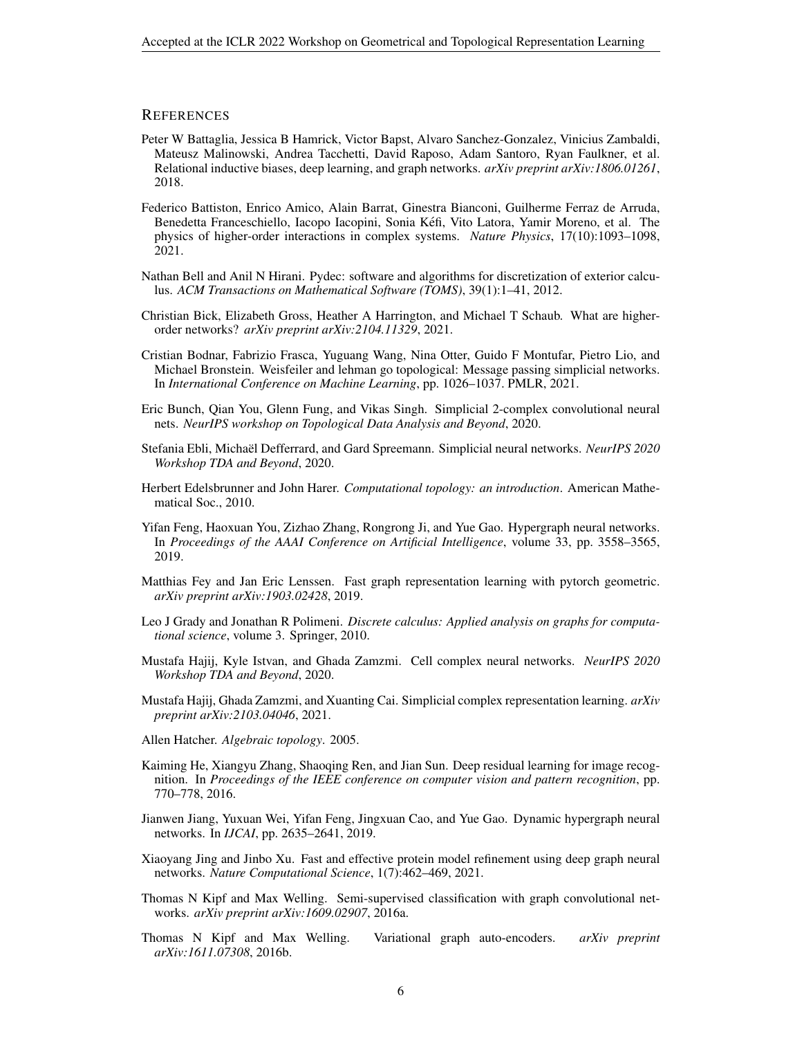## REFERENCES

Peter W Battaglia, Jessica B Hamrick, Victor Bapst, Alvaro Sanchez-Gonzalez, Vinicius Zambaldi, Mateusz Malinowski, Andrea Tacchetti, David Raposo, Adam Santoro, Ryan Faulkner, et al. Relational inductive biases, deep learning, and graph networks. *arXiv preprint arXiv:1806.01261*, 2018.

Federico Battiston, Enrico Amico, Alain Barrat, Ginestra Bianconi, Guilherme Ferraz de Arruda, Benedetta Franceschiello, Iacopo Iacopini, Sonia Kéfi, Vito Latora, Yamir Moreno, et al. The physics of higher-order interactions in complex systems. *Nature Physics*, 17(10):1093–1098, 2021.

Nathan Bell and Anil N Hirani. Pydec: software and algorithms for discretization of exterior calculus. *ACM Transactions on Mathematical Software (TOMS)*, 39(1):1–41, 2012.

Christian Bick, Elizabeth Gross, Heather A Harrington, and Michael T Schaub. What are higher-order networks? *arXiv preprint arXiv:2104.11329*, 2021.

Cristian Bodnar, Fabrizio Frasca, Yuguang Wang, Nina Otter, Guido F Montufar, Pietro Lio, and Michael Bronstein. Weisfeiler and lehman go topological: Message passing simplicial networks. In *International Conference on Machine Learning*, pp. 1026–1037. PMLR, 2021.

Eric Bunch, Qian You, Glenn Fung, and Vikas Singh. Simplicial 2-complex convolutional neural nets. *NeurIPS workshop on Topological Data Analysis and Beyond*, 2020.

Stefania Ebli, Michaël Defferrard, and Gard Spreemann. Simplicial neural networks. *NeurIPS 2020 Workshop TDA and Beyond*, 2020.

Herbert Edelsbrunner and John Harer. *Computational topology: an introduction*. American Mathematical Soc., 2010.

Yifan Feng, Haoxuan You, Zizhao Zhang, Rongrong Ji, and Yue Gao. Hypergraph neural networks. In *Proceedings of the AAAI Conference on Artificial Intelligence*, volume 33, pp. 3558–3565, 2019.

Matthias Fey and Jan Eric Lenssen. Fast graph representation learning with pytorch geometric. *arXiv preprint arXiv:1903.02428*, 2019.

Leo J Grady and Jonathan R Polimeni. *Discrete calculus: Applied analysis on graphs for computational science*, volume 3. Springer, 2010.

Mustafa Hajij, Kyle Istvan, and Ghada Zamzmi. Cell complex neural networks. *NeurIPS 2020 Workshop TDA and Beyond*, 2020.

Mustafa Hajij, Ghada Zamzmi, and Xuanting Cai. Simplicial complex representation learning. *arXiv preprint arXiv:2103.04046*, 2021.

Allen Hatcher. *Algebraic topology*. 2005.

Kaiming He, Xiangyu Zhang, Shaoqing Ren, and Jian Sun. Deep residual learning for image recognition. In *Proceedings of the IEEE conference on computer vision and pattern recognition*, pp. 770–778, 2016.

Jianwen Jiang, Yuxuan Wei, Yifan Feng, Jingxuan Cao, and Yue Gao. Dynamic hypergraph neural networks. In *IJCAI*, pp. 2635–2641, 2019.

Xiaoyang Jing and Jinbo Xu. Fast and effective protein model refinement using deep graph neural networks. *Nature Computational Science*, 1(7):462–469, 2021.

Thomas N Kipf and Max Welling. Semi-supervised classification with graph convolutional networks. *arXiv preprint arXiv:1609.02907*, 2016a.

Thomas N Kipf and Max Welling. Variational graph auto-encoders. *arXiv preprint arXiv:1611.07308*, 2016b.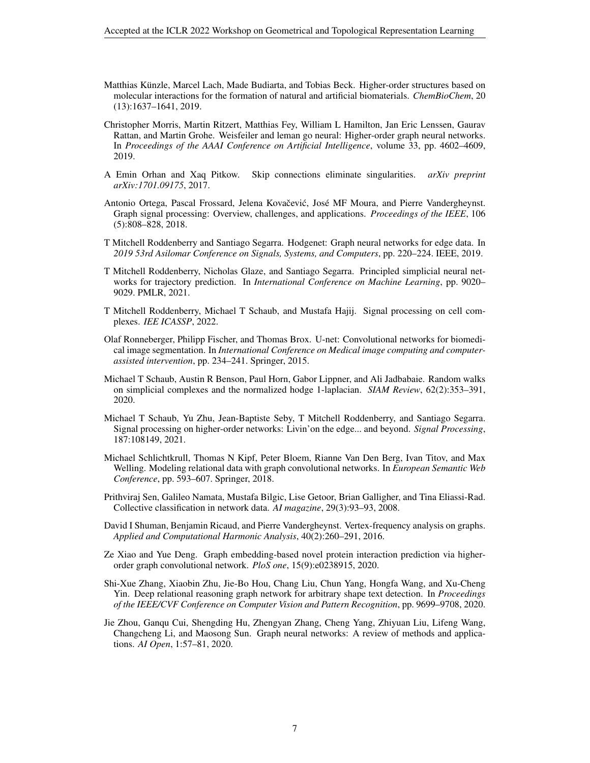Matthias Künzle, Marcel Lach, Made Budiarta, and Tobias Beck. Higher-order structures based on molecular interactions for the formation of natural and artificial biomaterials. *ChemBioChem*, 20 (13):1637–1641, 2019.

Christopher Morris, Martin Ritzert, Matthias Fey, William L Hamilton, Jan Eric Lenssen, Gaurav Rattan, and Martin Grohe. Weisfeiler and leman go neural: Higher-order graph neural networks. In *Proceedings of the AAAI Conference on Artificial Intelligence*, volume 33, pp. 4602–4609, 2019.

A Emin Orhan and Xaq Pitkow. Skip connections eliminate singularities. *arXiv preprint arXiv:1701.09175*, 2017.

Antonio Ortega, Pascal Frossard, Jelena Kovačević, José MF Moura, and Pierre Vandergheynst. Graph signal processing: Overview, challenges, and applications. *Proceedings of the IEEE*, 106 (5):808–828, 2018.

T Mitchell Roddenberry and Santiago Segarra. Hodgenet: Graph neural networks for edge data. In *2019 53rd Asilomar Conference on Signals, Systems, and Computers*, pp. 220–224. IEEE, 2019.

T Mitchell Roddenberry, Nicholas Glaze, and Santiago Segarra. Principled simplicial neural networks for trajectory prediction. In *International Conference on Machine Learning*, pp. 9020–9029. PMLR, 2021.

T Mitchell Roddenberry, Michael T Schaub, and Mustafa Hajij. Signal processing on cell complexes. *IEE ICASSP*, 2022.

Olaf Ronneberger, Philipp Fischer, and Thomas Brox. U-net: Convolutional networks for biomedical image segmentation. In *International Conference on Medical image computing and computer-assisted intervention*, pp. 234–241. Springer, 2015.

Michael T Schaub, Austin R Benson, Paul Horn, Gabor Lippner, and Ali Jadbabaie. Random walks on simplicial complexes and the normalized hodge 1-laplacian. *SIAM Review*, 62(2):353–391, 2020.

Michael T Schaub, Yu Zhu, Jean-Baptiste Seby, T Mitchell Roddenberry, and Santiago Segarra. Signal processing on higher-order networks: Livin'on the edge... and beyond. *Signal Processing*, 187:108149, 2021.

Michael Schlichtkrull, Thomas N Kipf, Peter Bloem, Rianne Van Den Berg, Ivan Titov, and Max Welling. Modeling relational data with graph convolutional networks. In *European Semantic Web Conference*, pp. 593–607. Springer, 2018.

Prithviraj Sen, Galileo Namata, Mustafa Bilgic, Lise Getoor, Brian Galligher, and Tina Eliassi-Rad. Collective classification in network data. *AI magazine*, 29(3):93–93, 2008.

David I Shuman, Benjamin Ricaud, and Pierre Vandergheynst. Vertex-frequency analysis on graphs. *Applied and Computational Harmonic Analysis*, 40(2):260–291, 2016.

Ze Xiao and Yue Deng. Graph embedding-based novel protein interaction prediction via higher-order graph convolutional network. *PloS one*, 15(9):e0238915, 2020.

Shi-Xue Zhang, Xiaobin Zhu, Jie-Bo Hou, Chang Liu, Chun Yang, Hongfa Wang, and Xu-Cheng Yin. Deep relational reasoning graph network for arbitrary shape text detection. In *Proceedings of the IEEE/CVF Conference on Computer Vision and Pattern Recognition*, pp. 9699–9708, 2020.

Jie Zhou, Ganqu Cui, Shengding Hu, Zhengyan Zhang, Cheng Yang, Zhiyuan Liu, Lifeng Wang, Changcheng Li, and Maosong Sun. Graph neural networks: A review of methods and applications. *AI Open*, 1:57–81, 2020.